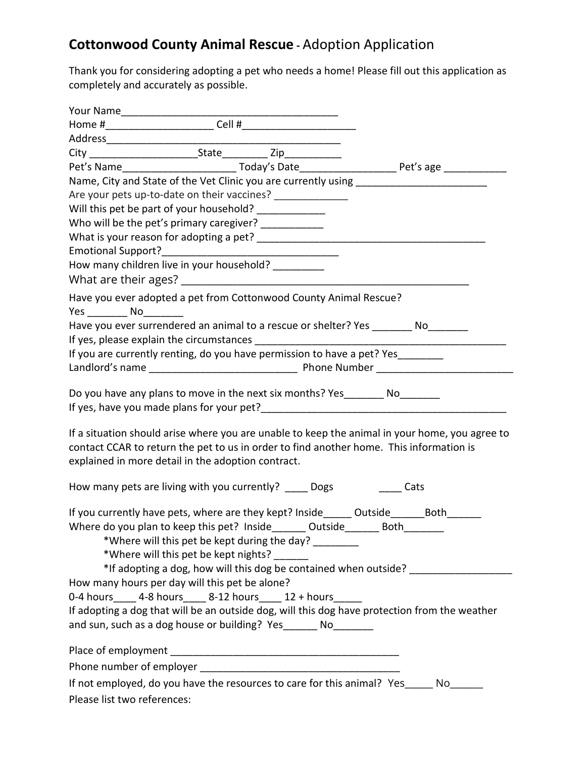# **Cottonwood County Animal Rescue** - Adoption Application

Thank you for considering adopting a pet who needs a home! Please fill out this application as completely and accurately as possible.

Your Name_______________________________________

Home #___________________ Cell #____________________

Address___________________________________________

City ___________________State________ Zip__________

Pet's Name____________________ Today's Date_________________ Pet's age ___________

Name, City and State of the Vet Clinic you are currently using ________________________

Are your pets up-to-date on their vaccines? _____________

Will this pet be part of your household? ____________

Who will be the pet's primary caregiver? ___________

What is your reason for adopting a pet? __________________________________________

Emotional Support?________________________________

How many children live in your household? _________

What are their ages? ____________________________________________________

Have you ever adopted a pet from Cottonwood County Animal Rescue?

Yes _______ No_______

Have you ever surrendered an animal to a rescue or shelter? Yes _______ No_______

If yes, please explain the circumstances ______________________________________________

If you are currently renting, do you have permission to have a pet? Yes________

Landlord's name __________________________ Phone Number _________________________

Do you have any plans to move in the next six months? Yes_______ No_______

If yes, have you made plans for your pet?______________________________________________

If a situation should arise where you are unable to keep the animal in your home, you agree to contact CCAR to return the pet to us in order to find another home. This information is explained in more detail in the adoption contract.

How many pets are living with you currently? ____ Dogs ____ Cats

If you currently have pets, where are they kept? Inside_____ Outside______Both______

Where do you plan to keep this pet? Inside______ Outside______ Both_______

- *Where will this pet be kept during the day? ________
- *Where will this pet be kept nights? ______
- *If adopting a dog, how will this dog be contained when outside? __________________

How many hours per day will this pet be alone?

0-4 hours____ 4-8 hours____ 8-12 hours____ 12 + hours_____

If adopting a dog that will be an outside dog, will this dog have protection from the weather and sun, such as a dog house or building? Yes______ No_______

Place of employment _________________________________________

Phone number of employer ____________________________________

If not employed, do you have the resources to care for this animal? Yes_____ No______

Please list two references: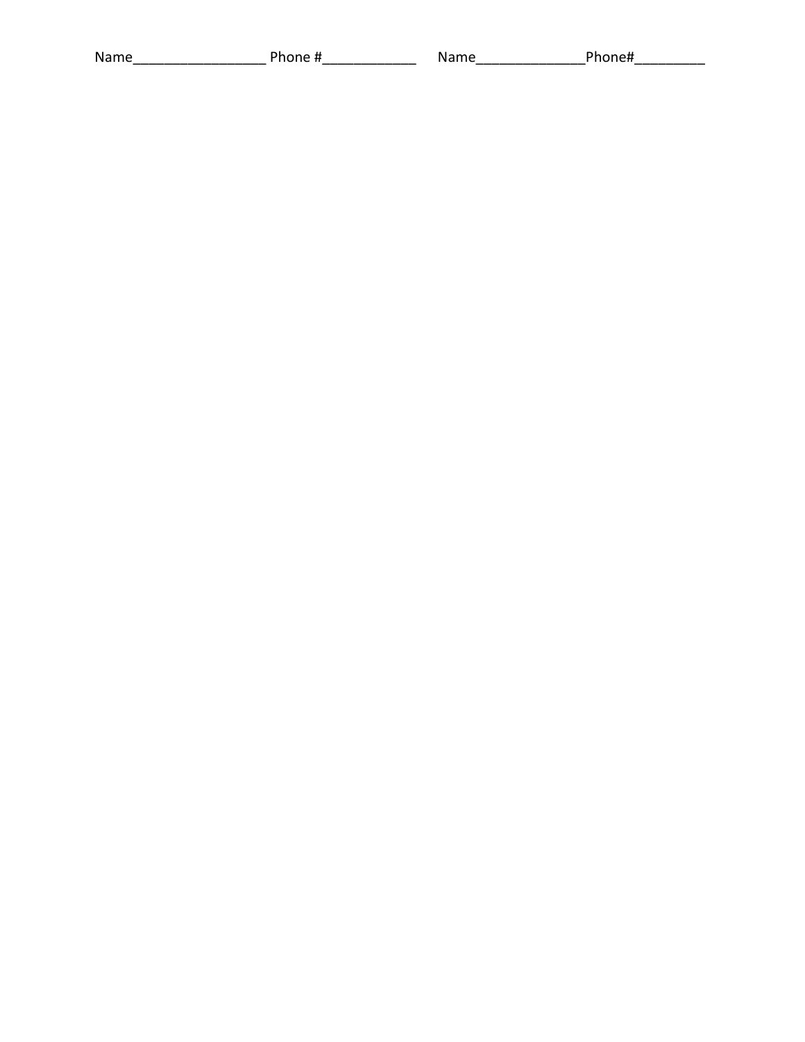Name_________________ Phone #____________ Name______________Phone#_________